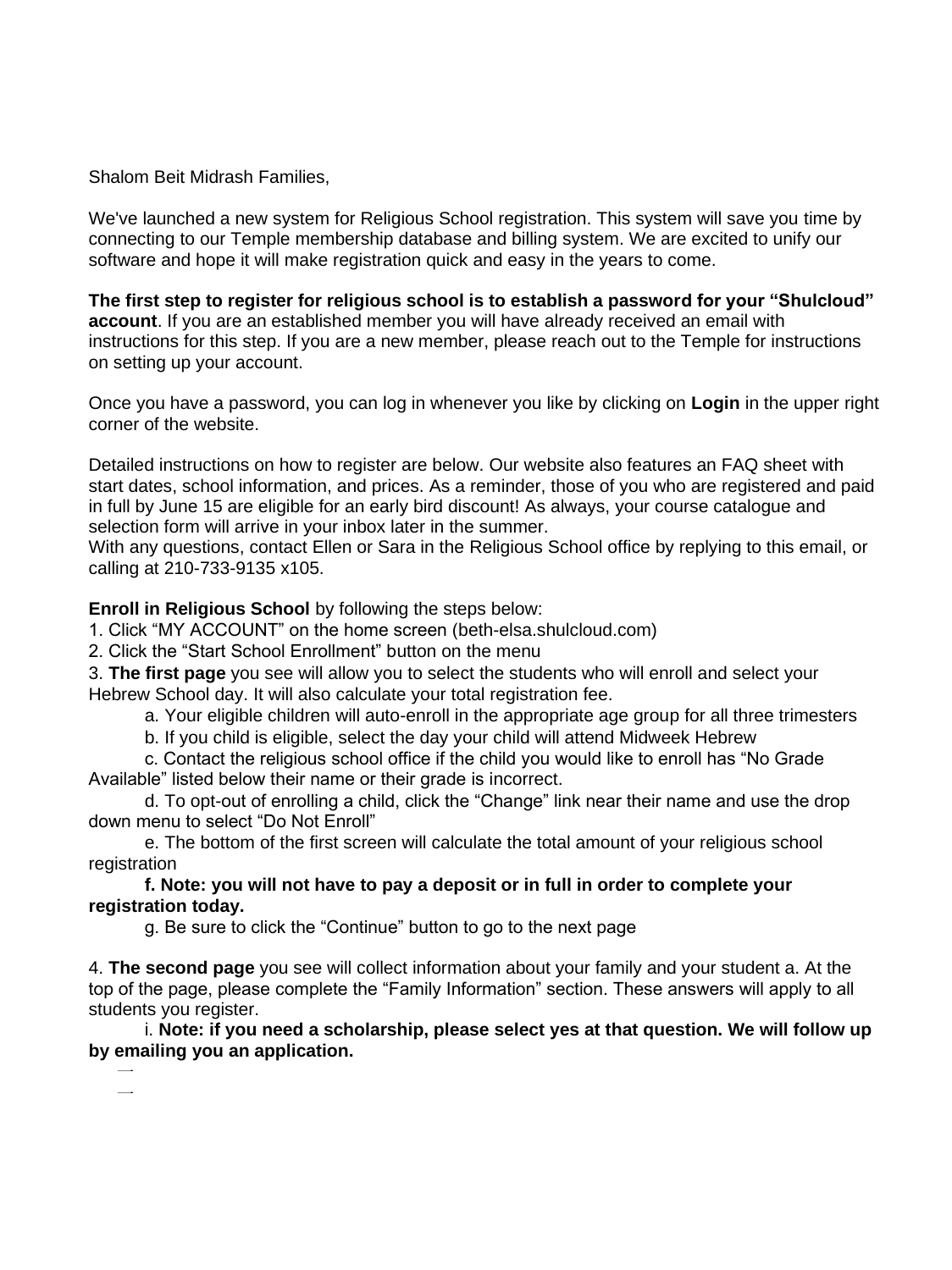Shalom Beit Midrash Families,

We've launched a new system for Religious School registration. This system will save you time by connecting to our Temple membership database and billing system. We are excited to unify our software and hope it will make registration quick and easy in the years to come.

**The first step to register for religious school is to establish a password for your "Shulcloud" account**. If you are an established member you will have already received an email with instructions for this step. If you are a new member, please reach out to the Temple for instructions on setting up your account.

Once you have a password, you can log in whenever you like by clicking on **Login** in the upper right corner of the website.

Detailed instructions on how to register are below. Our website also features an FAQ sheet with start dates, school information, and prices. As a reminder, those of you who are registered and paid in full by June 15 are eligible for an early bird discount! As always, your course catalogue and selection form will arrive in your inbox later in the summer.
With any questions, contact Ellen or Sara in the Religious School office by replying to this email, or calling at 210-733-9135 x105.

**Enroll in Religious School** by following the steps below:

1. Click "MY ACCOUNT" on the home screen (beth-elsa.shulcloud.com)
2. Click the "Start School Enrollment" button on the menu
3. **The first page** you see will allow you to select the students who will enroll and select your Hebrew School day. It will also calculate your total registration fee.
    a. Your eligible children will auto-enroll in the appropriate age group for all three trimesters
    b. If you child is eligible, select the day your child will attend Midweek Hebrew
    c. Contact the religious school office if the child you would like to enroll has "No Grade Available" listed below their name or their grade is incorrect.
    d. To opt-out of enrolling a child, click the "Change" link near their name and use the drop down menu to select "Do Not Enroll"
    e. The bottom of the first screen will calculate the total amount of your religious school registration
    **f. Note: you will not have to pay a deposit or in full in order to complete your registration today.**
    g. Be sure to click the "Continue" button to go to the next page

4. **The second page** you see will collect information about your family and your student a. At the top of the page, please complete the "Family Information" section. These answers will apply to all students you register.
    i. **Note: if you need a scholarship, please select yes at that question. We will follow up by emailing you an application.**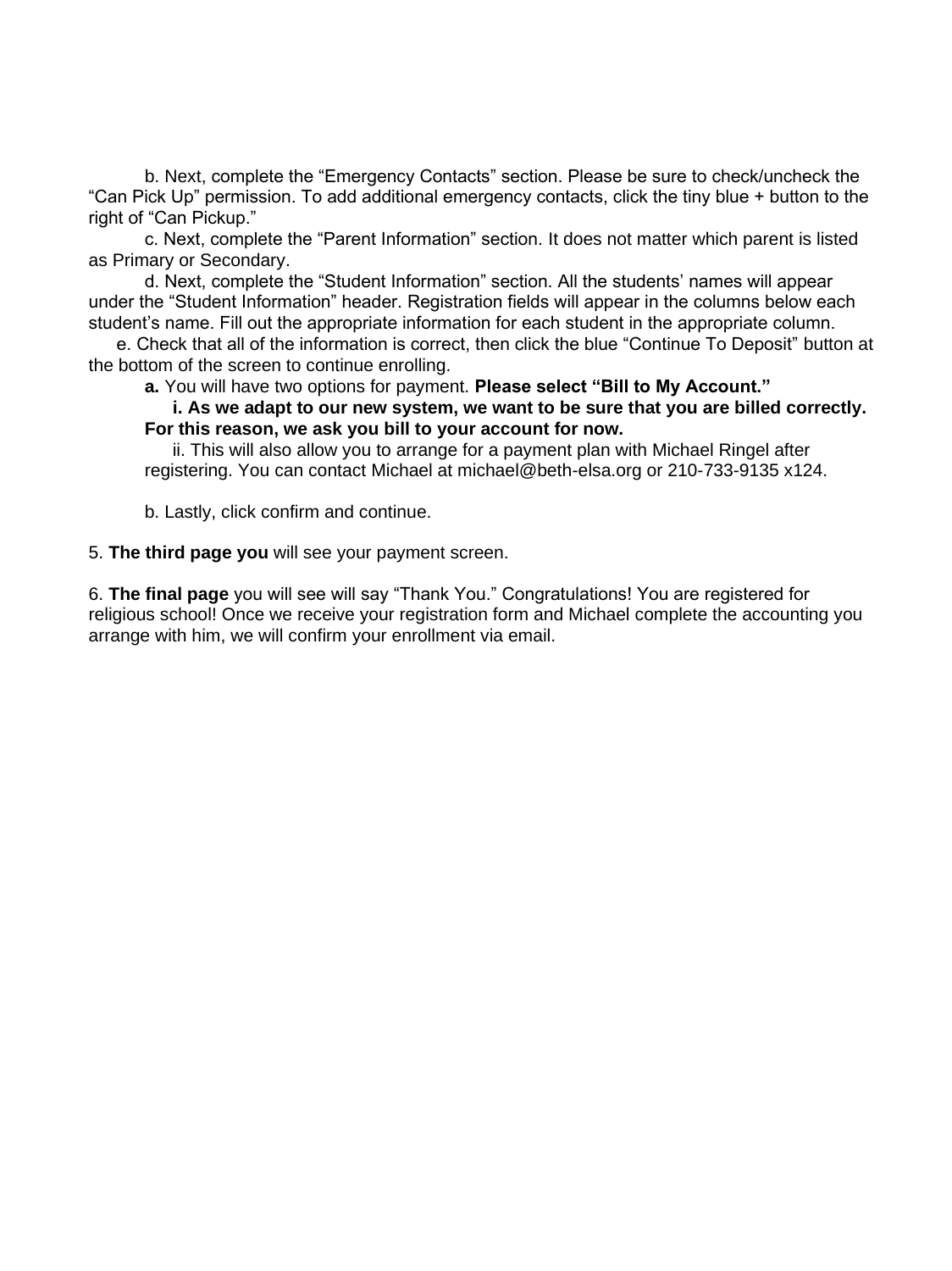b. Next, complete the “Emergency Contacts” section. Please be sure to check/uncheck the “Can Pick Up” permission. To add additional emergency contacts, click the tiny blue + button to the right of “Can Pickup.”

c. Next, complete the “Parent Information” section. It does not matter which parent is listed as Primary or Secondary.

d. Next, complete the “Student Information” section. All the students’ names will appear under the “Student Information” header. Registration fields will appear in the columns below each student’s name. Fill out the appropriate information for each student in the appropriate column.

e. Check that all of the information is correct, then click the blue “Continue To Deposit” button at the bottom of the screen to continue enrolling.

**a.** You will have two options for payment. **Please select “Bill to My Account.”**

**i. As we adapt to our new system, we want to be sure that you are billed correctly. For this reason, we ask you bill to your account for now.**

ii. This will also allow you to arrange for a payment plan with Michael Ringel after registering. You can contact Michael at michael@beth-elsa.org or 210-733-9135 x124.

b. Lastly, click confirm and continue.

5. **The third page you** will see your payment screen.

6. **The final page** you will see will say “Thank You.” Congratulations! You are registered for religious school! Once we receive your registration form and Michael complete the accounting you arrange with him, we will confirm your enrollment via email.